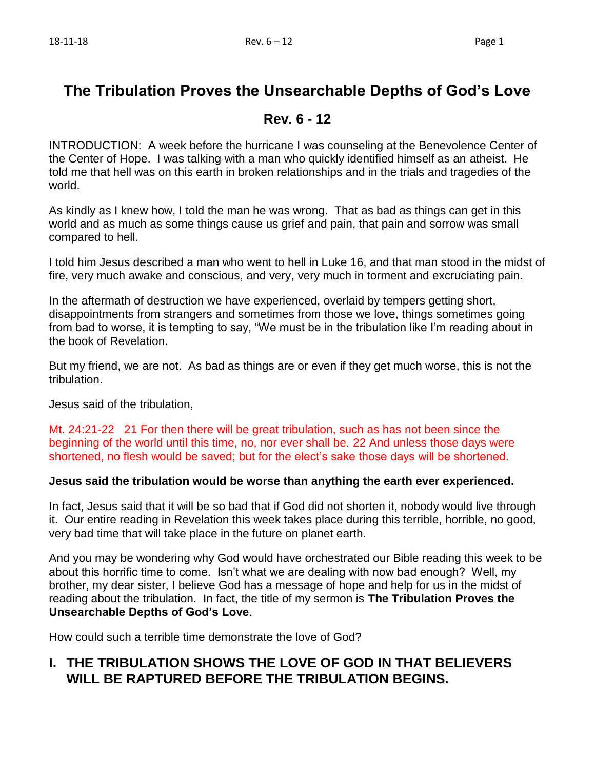# The Tribulation Proves the Unsearchable Depths of God's Love

## Rev. 6 - 12

INTRODUCTION: A week before the hurricane I was counseling at the Benevolence Center of the Center of Hope. I was talking with a man who quickly identified himself as an atheist. He told me that hell was on this earth in broken relationships and in the trials and tragedies of the world.

As kindly as I knew how, I told the man he was wrong. That as bad as things can get in this world and as much as some things cause us grief and pain, that pain and sorrow was small compared to hell.

I told him Jesus described a man who went to hell in Luke 16, and that man stood in the midst of fire, very much awake and conscious, and very, very much in torment and excruciating pain.

In the aftermath of destruction we have experienced, overlaid by tempers getting short, disappointments from strangers and sometimes from those we love, things sometimes going from bad to worse, it is tempting to say, "We must be in the tribulation like I'm reading about in the book of Revelation.

But my friend, we are not. As bad as things are or even if they get much worse, this is not the tribulation.

Jesus said of the tribulation,

Mt. 24:21-22 21 For then there will be great tribulation, such as has not been since the beginning of the world until this time, no, nor ever shall be. 22 And unless those days were shortened, no flesh would be saved; but for the elect's sake those days will be shortened.

**Jesus said the tribulation would be worse than anything the earth ever experienced.**

In fact, Jesus said that it will be so bad that if God did not shorten it, nobody would live through it. Our entire reading in Revelation this week takes place during this terrible, horrible, no good, very bad time that will take place in the future on planet earth.

And you may be wondering why God would have orchestrated our Bible reading this week to be about this horrific time to come. Isn't what we are dealing with now bad enough? Well, my brother, my dear sister, I believe God has a message of hope and help for us in the midst of reading about the tribulation. In fact, the title of my sermon is **The Tribulation Proves the Unsearchable Depths of God's Love**.

How could such a terrible time demonstrate the love of God?

## I. THE TRIBULATION SHOWS THE LOVE OF GOD IN THAT BELIEVERS WILL BE RAPTURED BEFORE THE TRIBULATION BEGINS.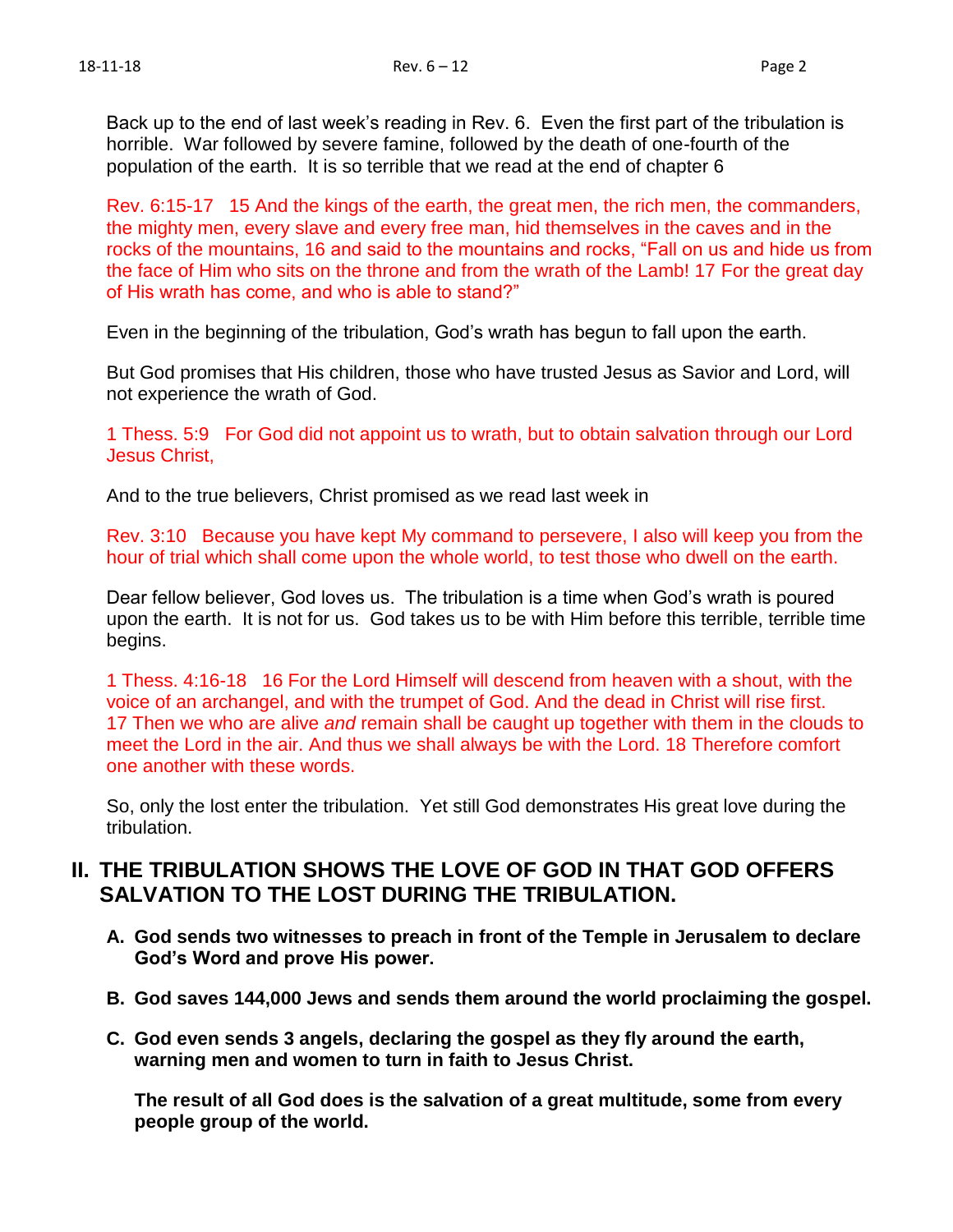Back up to the end of last week's reading in Rev. 6. Even the first part of the tribulation is horrible. War followed by severe famine, followed by the death of one-fourth of the population of the earth. It is so terrible that we read at the end of chapter 6

Rev. 6:15-17 15 And the kings of the earth, the great men, the rich men, the commanders, the mighty men, every slave and every free man, hid themselves in the caves and in the rocks of the mountains, 16 and said to the mountains and rocks, "Fall on us and hide us from the face of Him who sits on the throne and from the wrath of the Lamb! 17 For the great day of His wrath has come, and who is able to stand?"

Even in the beginning of the tribulation, God's wrath has begun to fall upon the earth.

But God promises that His children, those who have trusted Jesus as Savior and Lord, will not experience the wrath of God.

1 Thess. 5:9 For God did not appoint us to wrath, but to obtain salvation through our Lord Jesus Christ,

And to the true believers, Christ promised as we read last week in

Rev. 3:10 Because you have kept My command to persevere, I also will keep you from the hour of trial which shall come upon the whole world, to test those who dwell on the earth.

Dear fellow believer, God loves us. The tribulation is a time when God's wrath is poured upon the earth. It is not for us. God takes us to be with Him before this terrible, terrible time begins.

1 Thess. 4:16-18 16 For the Lord Himself will descend from heaven with a shout, with the voice of an archangel, and with the trumpet of God. And the dead in Christ will rise first. 17 Then we who are alive *and* remain shall be caught up together with them in the clouds to meet the Lord in the air. And thus we shall always be with the Lord. 18 Therefore comfort one another with these words.

So, only the lost enter the tribulation. Yet still God demonstrates His great love during the tribulation.

## II. THE TRIBULATION SHOWS THE LOVE OF GOD IN THAT GOD OFFERS SALVATION TO THE LOST DURING THE TRIBULATION.

**A. God sends two witnesses to preach in front of the Temple in Jerusalem to declare God's Word and prove His power.**

**B. God saves 144,000 Jews and sends them around the world proclaiming the gospel.**

**C. God even sends 3 angels, declaring the gospel as they fly around the earth, warning men and women to turn in faith to Jesus Christ.**

**The result of all God does is the salvation of a great multitude, some from every people group of the world.**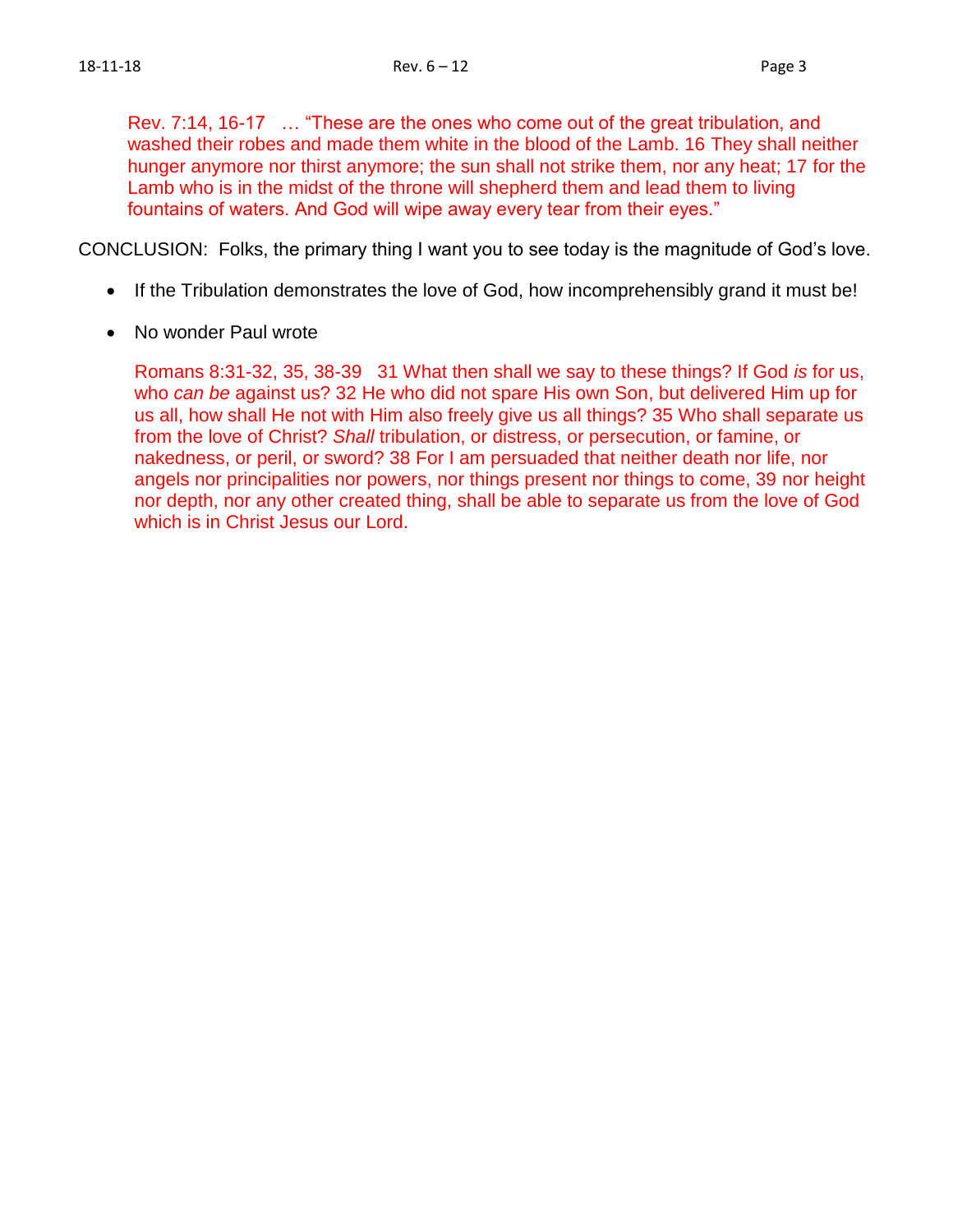Rev. 7:14, 16-17 … "These are the ones who come out of the great tribulation, and washed their robes and made them white in the blood of the Lamb. 16 They shall neither hunger anymore nor thirst anymore; the sun shall not strike them, nor any heat; 17 for the Lamb who is in the midst of the throne will shepherd them and lead them to living fountains of waters. And God will wipe away every tear from their eyes."

CONCLUSION: Folks, the primary thing I want you to see today is the magnitude of God's love.

- If the Tribulation demonstrates the love of God, how incomprehensibly grand it must be!
- No wonder Paul wrote

  Romans 8:31-32, 35, 38-39 31 What then shall we say to these things? If God *is* for us, who *can be* against us? 32 He who did not spare His own Son, but delivered Him up for us all, how shall He not with Him also freely give us all things? 35 Who shall separate us from the love of Christ? *Shall* tribulation, or distress, or persecution, or famine, or nakedness, or peril, or sword? 38 For I am persuaded that neither death nor life, nor angels nor principalities nor powers, nor things present nor things to come, 39 nor height nor depth, nor any other created thing, shall be able to separate us from the love of God which is in Christ Jesus our Lord.